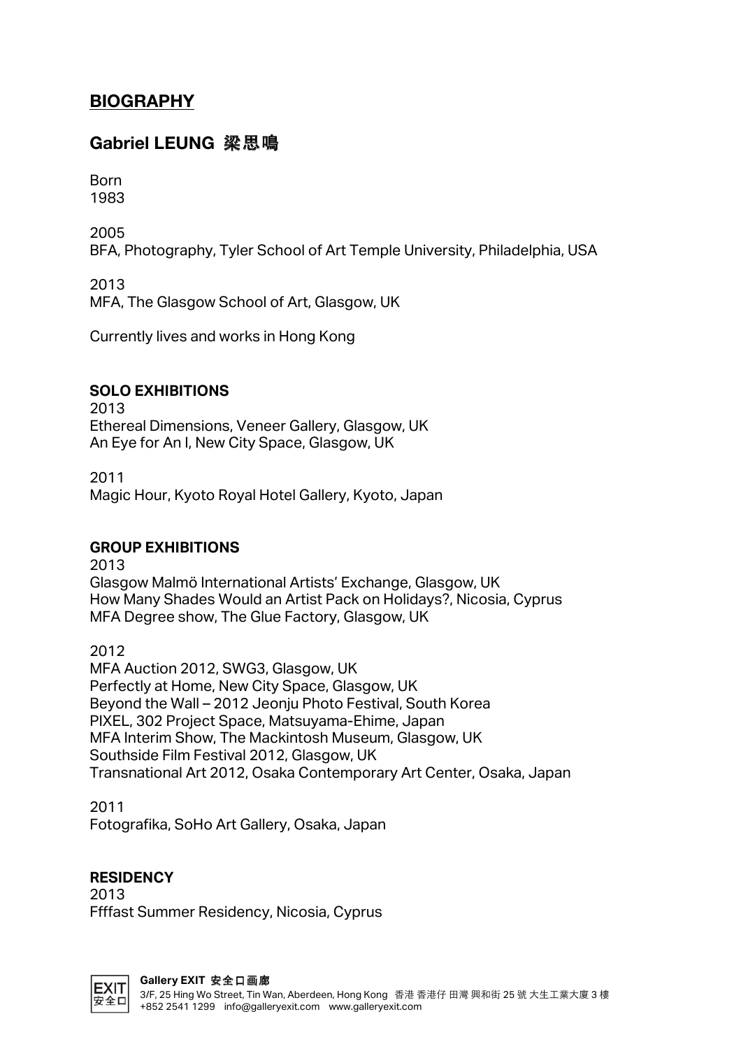## BIOGRAPHY

## Gabriel LEUNG 梁思鳴

Born
1983

2005
BFA, Photography, Tyler School of Art Temple University, Philadelphia, USA

2013
MFA, The Glasgow School of Art, Glasgow, UK

Currently lives and works in Hong Kong

**SOLO EXHIBITIONS**

2013
Ethereal Dimensions, Veneer Gallery, Glasgow, UK
An Eye for An I, New City Space, Glasgow, UK

2011
Magic Hour, Kyoto Royal Hotel Gallery, Kyoto, Japan

**GROUP EXHIBITIONS**

2013
Glasgow Malmö International Artists' Exchange, Glasgow, UK
How Many Shades Would an Artist Pack on Holidays?, Nicosia, Cyprus
MFA Degree show, The Glue Factory, Glasgow, UK

2012
MFA Auction 2012, SWG3, Glasgow, UK
Perfectly at Home, New City Space, Glasgow, UK
Beyond the Wall – 2012 Jeonju Photo Festival, South Korea
PIXEL, 302 Project Space, Matsuyama-Ehime, Japan
MFA Interim Show, The Mackintosh Museum, Glasgow, UK
Southside Film Festival 2012, Glasgow, UK
Transnational Art 2012, Osaka Contemporary Art Center, Osaka, Japan

2011
Fotografika, SoHo Art Gallery, Osaka, Japan

**RESIDENCY**

2013
Ffffast Summer Residency, Nicosia, Cyprus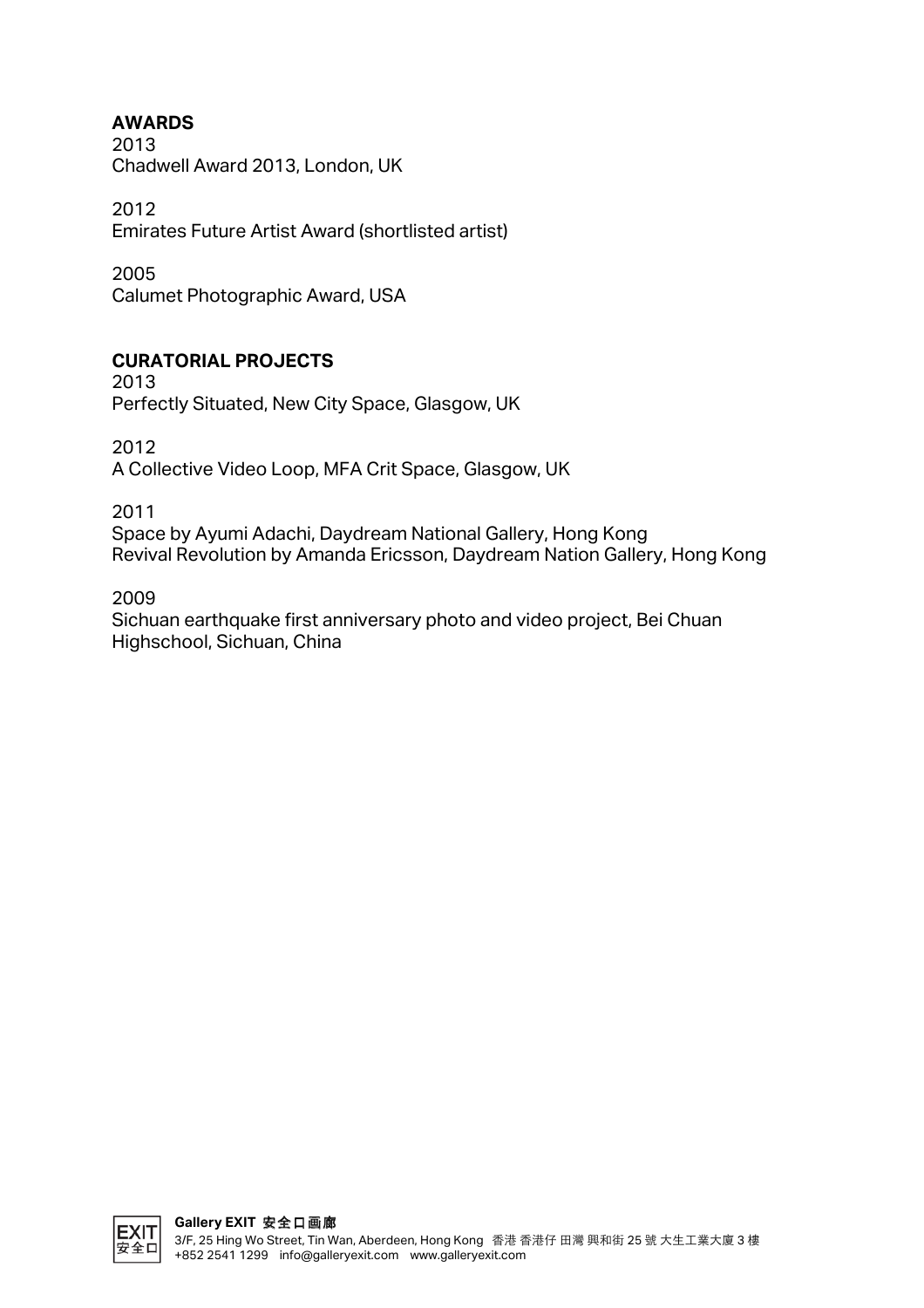## AWARDS

2013
Chadwell Award 2013, London, UK

2012
Emirates Future Artist Award (shortlisted artist)

2005
Calumet Photographic Award, USA

## CURATORIAL PROJECTS

2013
Perfectly Situated, New City Space, Glasgow, UK

2012
A Collective Video Loop, MFA Crit Space, Glasgow, UK

2011
Space by Ayumi Adachi, Daydream National Gallery, Hong Kong
Revival Revolution by Amanda Ericsson, Daydream Nation Gallery, Hong Kong

2009
Sichuan earthquake first anniversary photo and video project, Bei Chuan Highschool, Sichuan, China